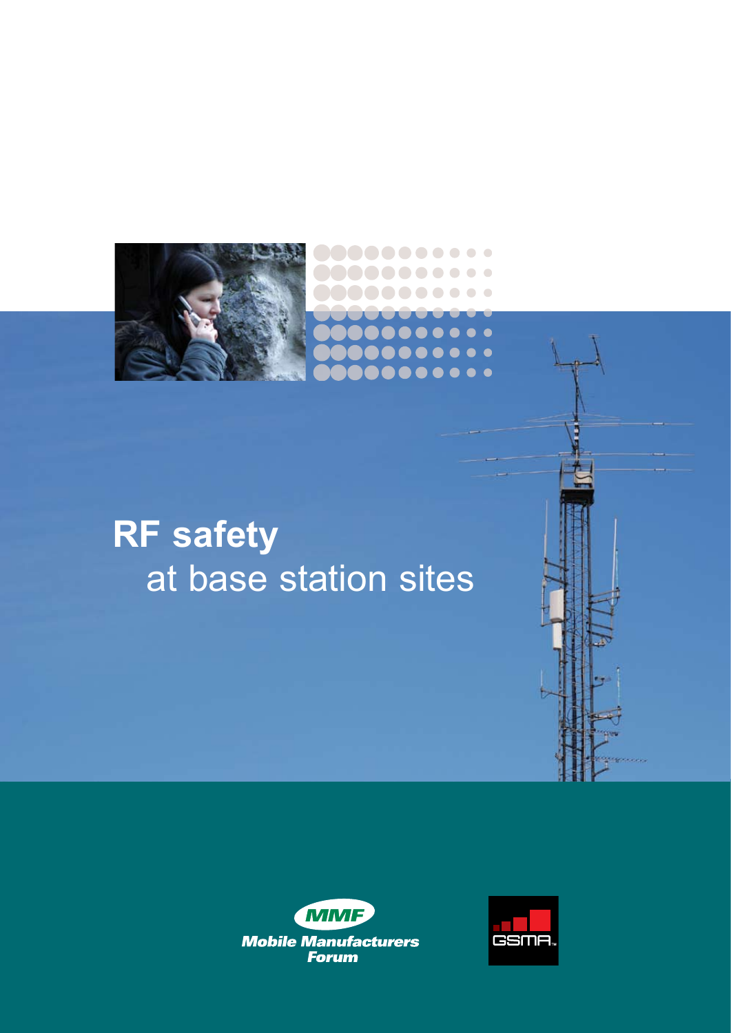# RF safety
at base station sites

MMF
Mobile Manufacturers Forum

GSMA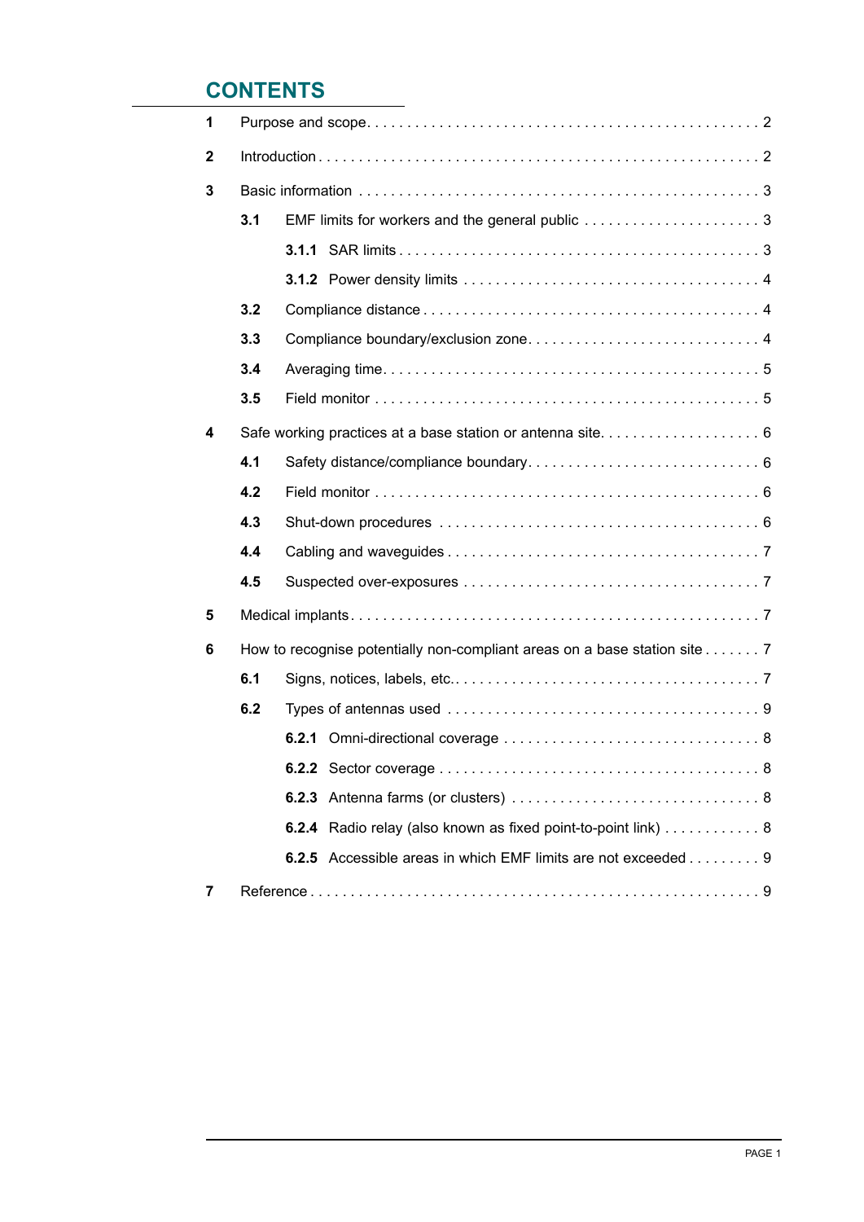## CONTENTS

- **1** Purpose and scope . . . . . . . . . . 2
- **2** Introduction . . . . . . . . . . 2
- **3** Basic information . . . . . . . . . . 3
  - **3.1** EMF limits for workers and the general public . . . . . . . . . . 3
    - **3.1.1** SAR limits . . . . . . . . . . 3
    - **3.1.2** Power density limits . . . . . . . . . . 4
  - **3.2** Compliance distance . . . . . . . . . . 4
  - **3.3** Compliance boundary/exclusion zone . . . . . . . . . . 4
  - **3.4** Averaging time . . . . . . . . . . 5
  - **3.5** Field monitor . . . . . . . . . . 5
- **4** Safe working practices at a base station or antenna site . . . . . . . . . . 6
  - **4.1** Safety distance/compliance boundary . . . . . . . . . . 6
  - **4.2** Field monitor . . . . . . . . . . 6
  - **4.3** Shut-down procedures . . . . . . . . . . 6
  - **4.4** Cabling and waveguides . . . . . . . . . . 7
  - **4.5** Suspected over-exposures . . . . . . . . . . 7
- **5** Medical implants . . . . . . . . . . 7
- **6** How to recognise potentially non-compliant areas on a base station site . . . . . . . . . . 7
  - **6.1** Signs, notices, labels, etc. . . . . . . . . . . 7
  - **6.2** Types of antennas used . . . . . . . . . . 9
    - **6.2.1** Omni-directional coverage . . . . . . . . . . 8
    - **6.2.2** Sector coverage . . . . . . . . . . 8
    - **6.2.3** Antenna farms (or clusters) . . . . . . . . . . 8
    - **6.2.4** Radio relay (also known as fixed point-to-point link) . . . . . . . . . . 8
    - **6.2.5** Accessible areas in which EMF limits are not exceeded . . . . . . . . . . 9
- **7** Reference . . . . . . . . . . 9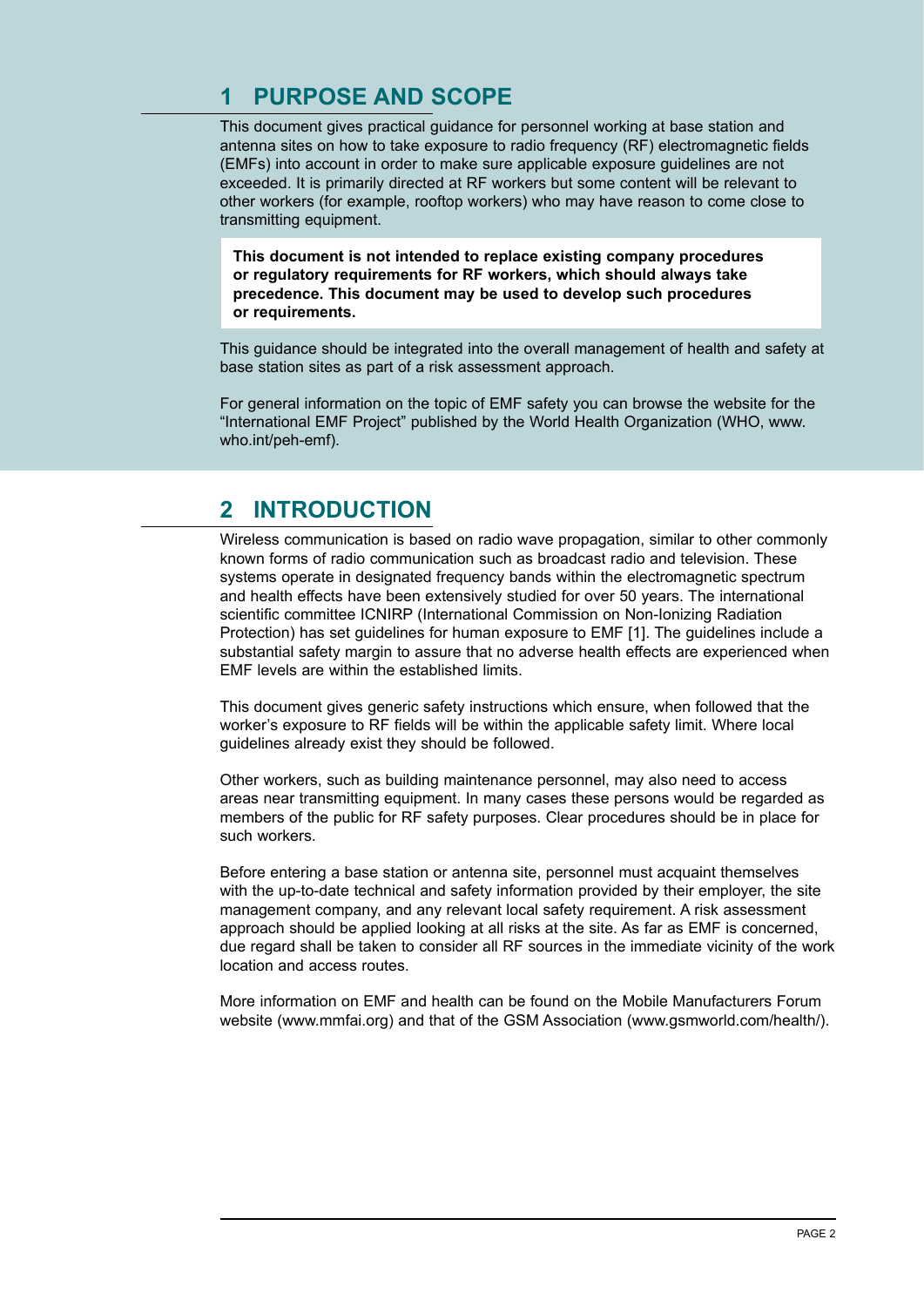## 1 PURPOSE AND SCOPE

This document gives practical guidance for personnel working at base station and antenna sites on how to take exposure to radio frequency (RF) electromagnetic fields (EMFs) into account in order to make sure applicable exposure guidelines are not exceeded. It is primarily directed at RF workers but some content will be relevant to other workers (for example, rooftop workers) who may have reason to come close to transmitting equipment.

**This document is not intended to replace existing company procedures or regulatory requirements for RF workers, which should always take precedence. This document may be used to develop such procedures or requirements.**

This guidance should be integrated into the overall management of health and safety at base station sites as part of a risk assessment approach.

For general information on the topic of EMF safety you can browse the website for the "International EMF Project" published by the World Health Organization (WHO, www.who.int/peh-emf).

## 2 INTRODUCTION

Wireless communication is based on radio wave propagation, similar to other commonly known forms of radio communication such as broadcast radio and television. These systems operate in designated frequency bands within the electromagnetic spectrum and health effects have been extensively studied for over 50 years. The international scientific committee ICNIRP (International Commission on Non-Ionizing Radiation Protection) has set guidelines for human exposure to EMF [1]. The guidelines include a substantial safety margin to assure that no adverse health effects are experienced when EMF levels are within the established limits.

This document gives generic safety instructions which ensure, when followed that the worker's exposure to RF fields will be within the applicable safety limit. Where local guidelines already exist they should be followed.

Other workers, such as building maintenance personnel, may also need to access areas near transmitting equipment. In many cases these persons would be regarded as members of the public for RF safety purposes. Clear procedures should be in place for such workers.

Before entering a base station or antenna site, personnel must acquaint themselves with the up-to-date technical and safety information provided by their employer, the site management company, and any relevant local safety requirement. A risk assessment approach should be applied looking at all risks at the site. As far as EMF is concerned, due regard shall be taken to consider all RF sources in the immediate vicinity of the work location and access routes.

More information on EMF and health can be found on the Mobile Manufacturers Forum website (www.mmfai.org) and that of the GSM Association (www.gsmworld.com/health/).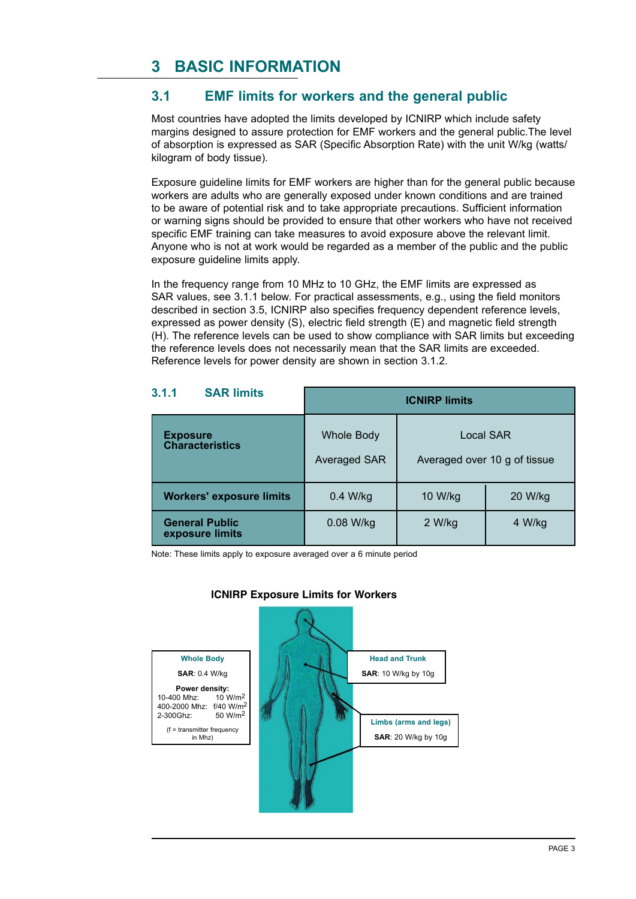# 3 BASIC INFORMATION

## 3.1 EMF limits for workers and the general public

Most countries have adopted the limits developed by ICNIRP which include safety margins designed to assure protection for EMF workers and the general public.The level of absorption is expressed as SAR (Specific Absorption Rate) with the unit W/kg (watts/ kilogram of body tissue).

Exposure guideline limits for EMF workers are higher than for the general public because workers are adults who are generally exposed under known conditions and are trained to be aware of potential risk and to take appropriate precautions. Sufficient information or warning signs should be provided to ensure that other workers who have not received specific EMF training can take measures to avoid exposure above the relevant limit. Anyone who is not at work would be regarded as a member of the public and the public exposure guideline limits apply.

In the frequency range from 10 MHz to 10 GHz, the EMF limits are expressed as SAR values, see 3.1.1 below. For practical assessments, e.g., using the field monitors described in section 3.5, ICNIRP also specifies frequency dependent reference levels, expressed as power density (S), electric field strength (E) and magnetic field strength (H). The reference levels can be used to show compliance with SAR limits but exceeding the reference levels does not necessarily mean that the SAR limits are exceeded. Reference levels for power density are shown in section 3.1.2.

### 3.1.1 SAR limits

| | ICNIRP limits | | |
|---|---|---|---|
| **Exposure Characteristics** | Whole Body Averaged SAR | Local SAR Averaged over 10 g of tissue | |
| **Workers' exposure limits** | 0.4 W/kg | 10 W/kg | 20 W/kg |
| **General Public exposure limits** | 0.08 W/kg | 2 W/kg | 4 W/kg |

Note: These limits apply to exposure averaged over a 6 minute period

**ICNIRP Exposure Limits for Workers**

**Whole Body**

**SAR**: 0.4 W/kg

**Power density:**

10-400 Mhz: 10 W/m$^2$

400-2000 Mhz: f/40 W/m$^2$

2-300Ghz: 50 W/m$^2$

(f = transmitter frequency in Mhz)

**Head and Trunk**

**SAR**: 10 W/kg by 10g

**Limbs (arms and legs)**

**SAR**: 20 W/kg by 10g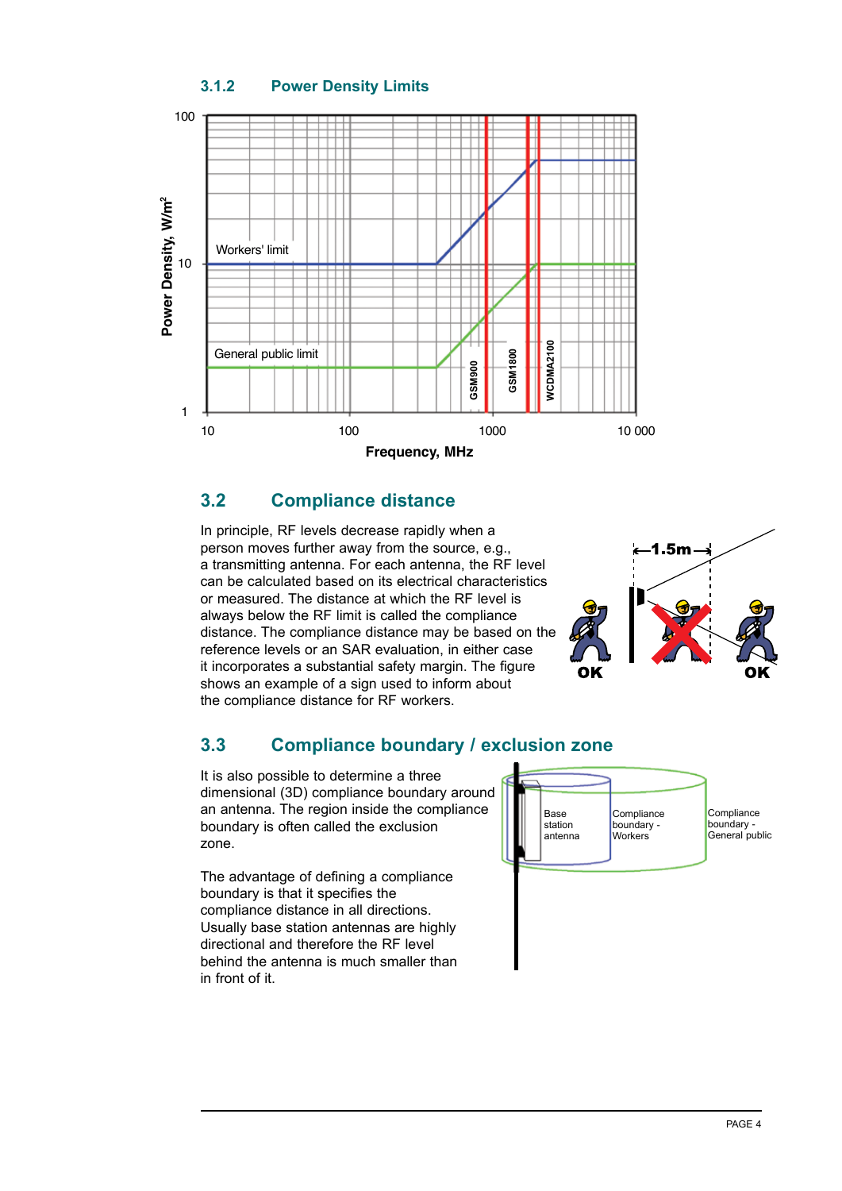### 3.1.2 Power Density Limits

## 3.2 Compliance distance

In principle, RF levels decrease rapidly when a person moves further away from the source, e.g., a transmitting antenna. For each antenna, the RF level can be calculated based on its electrical characteristics or measured. The distance at which the RF level is always below the RF limit is called the compliance distance. The compliance distance may be based on the reference levels or an SAR evaluation, in either case it incorporates a substantial safety margin. The figure shows an example of a sign used to inform about the compliance distance for RF workers.

## 3.3 Compliance boundary / exclusion zone

It is also possible to determine a three dimensional (3D) compliance boundary around an antenna. The region inside the compliance boundary is often called the exclusion zone.

The advantage of defining a compliance boundary is that it specifies the compliance distance in all directions. Usually base station antennas are highly directional and therefore the RF level behind the antenna is much smaller than in front of it.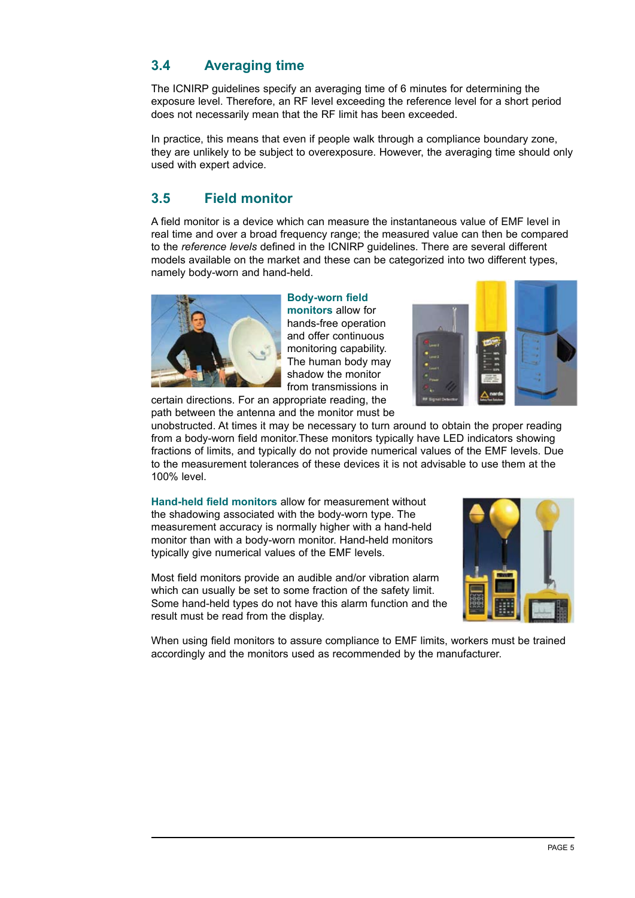## 3.4 Averaging time

The ICNIRP guidelines specify an averaging time of 6 minutes for determining the exposure level. Therefore, an RF level exceeding the reference level for a short period does not necessarily mean that the RF limit has been exceeded.

In practice, this means that even if people walk through a compliance boundary zone, they are unlikely to be subject to overexposure. However, the averaging time should only used with expert advice.

## 3.5 Field monitor

A field monitor is a device which can measure the instantaneous value of EMF level in real time and over a broad frequency range; the measured value can then be compared to the *reference levels* defined in the ICNIRP guidelines. There are several different models available on the market and these can be categorized into two different types, namely body-worn and hand-held.

**Body-worn field monitors** allow for hands-free operation and offer continuous monitoring capability. The human body may shadow the monitor from transmissions in certain directions. For an appropriate reading, the path between the antenna and the monitor must be unobstructed. At times it may be necessary to turn around to obtain the proper reading from a body-worn field monitor.These monitors typically have LED indicators showing fractions of limits, and typically do not provide numerical values of the EMF levels. Due to the measurement tolerances of these devices it is not advisable to use them at the 100% level.

**Hand-held field monitors** allow for measurement without the shadowing associated with the body-worn type. The measurement accuracy is normally higher with a hand-held monitor than with a body-worn monitor. Hand-held monitors typically give numerical values of the EMF levels.

Most field monitors provide an audible and/or vibration alarm which can usually be set to some fraction of the safety limit. Some hand-held types do not have this alarm function and the result must be read from the display.

When using field monitors to assure compliance to EMF limits, workers must be trained accordingly and the monitors used as recommended by the manufacturer.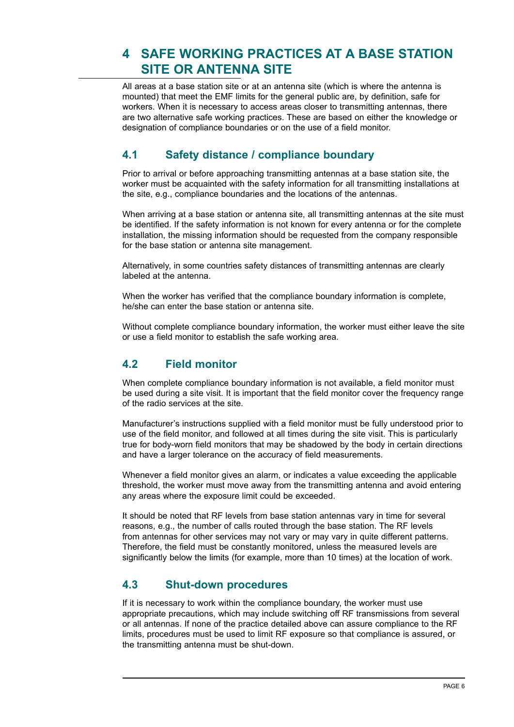# 4 SAFE WORKING PRACTICES AT A BASE STATION SITE OR ANTENNA SITE

All areas at a base station site or at an antenna site (which is where the antenna is mounted) that meet the EMF limits for the general public are, by definition, safe for workers. When it is necessary to access areas closer to transmitting antennas, there are two alternative safe working practices. These are based on either the knowledge or designation of compliance boundaries or on the use of a field monitor.

## 4.1 Safety distance / compliance boundary

Prior to arrival or before approaching transmitting antennas at a base station site, the worker must be acquainted with the safety information for all transmitting installations at the site, e.g., compliance boundaries and the locations of the antennas.

When arriving at a base station or antenna site, all transmitting antennas at the site must be identified. If the safety information is not known for every antenna or for the complete installation, the missing information should be requested from the company responsible for the base station or antenna site management.

Alternatively, in some countries safety distances of transmitting antennas are clearly labeled at the antenna.

When the worker has verified that the compliance boundary information is complete, he/she can enter the base station or antenna site.

Without complete compliance boundary information, the worker must either leave the site or use a field monitor to establish the safe working area.

## 4.2 Field monitor

When complete compliance boundary information is not available, a field monitor must be used during a site visit. It is important that the field monitor cover the frequency range of the radio services at the site.

Manufacturer's instructions supplied with a field monitor must be fully understood prior to use of the field monitor, and followed at all times during the site visit. This is particularly true for body-worn field monitors that may be shadowed by the body in certain directions and have a larger tolerance on the accuracy of field measurements.

Whenever a field monitor gives an alarm, or indicates a value exceeding the applicable threshold, the worker must move away from the transmitting antenna and avoid entering any areas where the exposure limit could be exceeded.

It should be noted that RF levels from base station antennas vary in time for several reasons, e.g., the number of calls routed through the base station. The RF levels from antennas for other services may not vary or may vary in quite different patterns. Therefore, the field must be constantly monitored, unless the measured levels are significantly below the limits (for example, more than 10 times) at the location of work.

## 4.3 Shut-down procedures

If it is necessary to work within the compliance boundary, the worker must use appropriate precautions, which may include switching off RF transmissions from several or all antennas. If none of the practice detailed above can assure compliance to the RF limits, procedures must be used to limit RF exposure so that compliance is assured, or the transmitting antenna must be shut-down.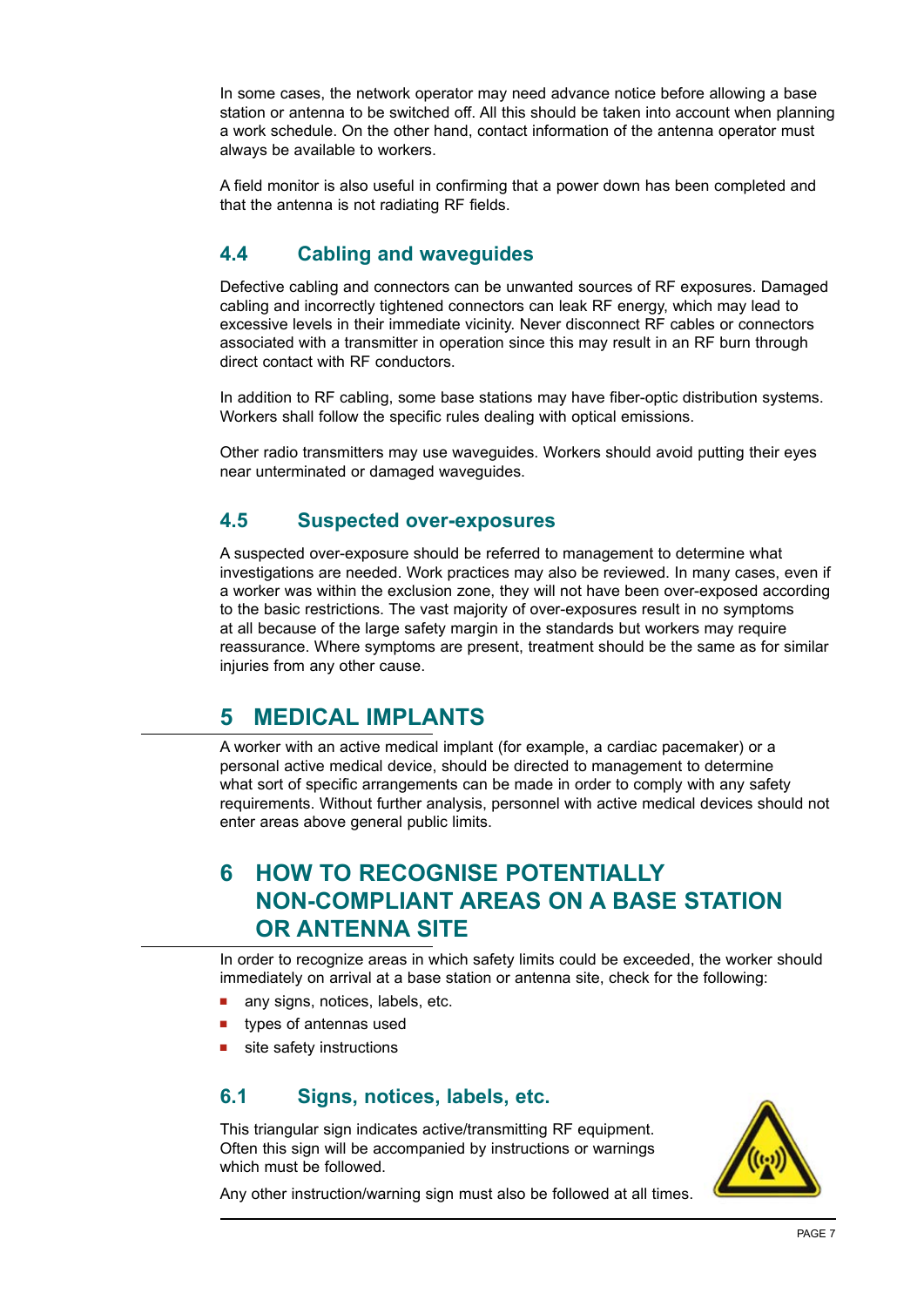In some cases, the network operator may need advance notice before allowing a base station or antenna to be switched off. All this should be taken into account when planning a work schedule. On the other hand, contact information of the antenna operator must always be available to workers.

A field monitor is also useful in confirming that a power down has been completed and that the antenna is not radiating RF fields.

### 4.4 Cabling and waveguides

Defective cabling and connectors can be unwanted sources of RF exposures. Damaged cabling and incorrectly tightened connectors can leak RF energy, which may lead to excessive levels in their immediate vicinity. Never disconnect RF cables or connectors associated with a transmitter in operation since this may result in an RF burn through direct contact with RF conductors.

In addition to RF cabling, some base stations may have fiber-optic distribution systems. Workers shall follow the specific rules dealing with optical emissions.

Other radio transmitters may use waveguides. Workers should avoid putting their eyes near unterminated or damaged waveguides.

### 4.5 Suspected over-exposures

A suspected over-exposure should be referred to management to determine what investigations are needed. Work practices may also be reviewed. In many cases, even if a worker was within the exclusion zone, they will not have been over-exposed according to the basic restrictions. The vast majority of over-exposures result in no symptoms at all because of the large safety margin in the standards but workers may require reassurance. Where symptoms are present, treatment should be the same as for similar injuries from any other cause.

## 5 MEDICAL IMPLANTS

A worker with an active medical implant (for example, a cardiac pacemaker) or a personal active medical device, should be directed to management to determine what sort of specific arrangements can be made in order to comply with any safety requirements. Without further analysis, personnel with active medical devices should not enter areas above general public limits.

## 6 HOW TO RECOGNISE POTENTIALLY NON-COMPLIANT AREAS ON A BASE STATION OR ANTENNA SITE

In order to recognize areas in which safety limits could be exceeded, the worker should immediately on arrival at a base station or antenna site, check for the following:

- any signs, notices, labels, etc.
- types of antennas used
- site safety instructions

### 6.1 Signs, notices, labels, etc.

This triangular sign indicates active/transmitting RF equipment. Often this sign will be accompanied by instructions or warnings which must be followed.

Any other instruction/warning sign must also be followed at all times.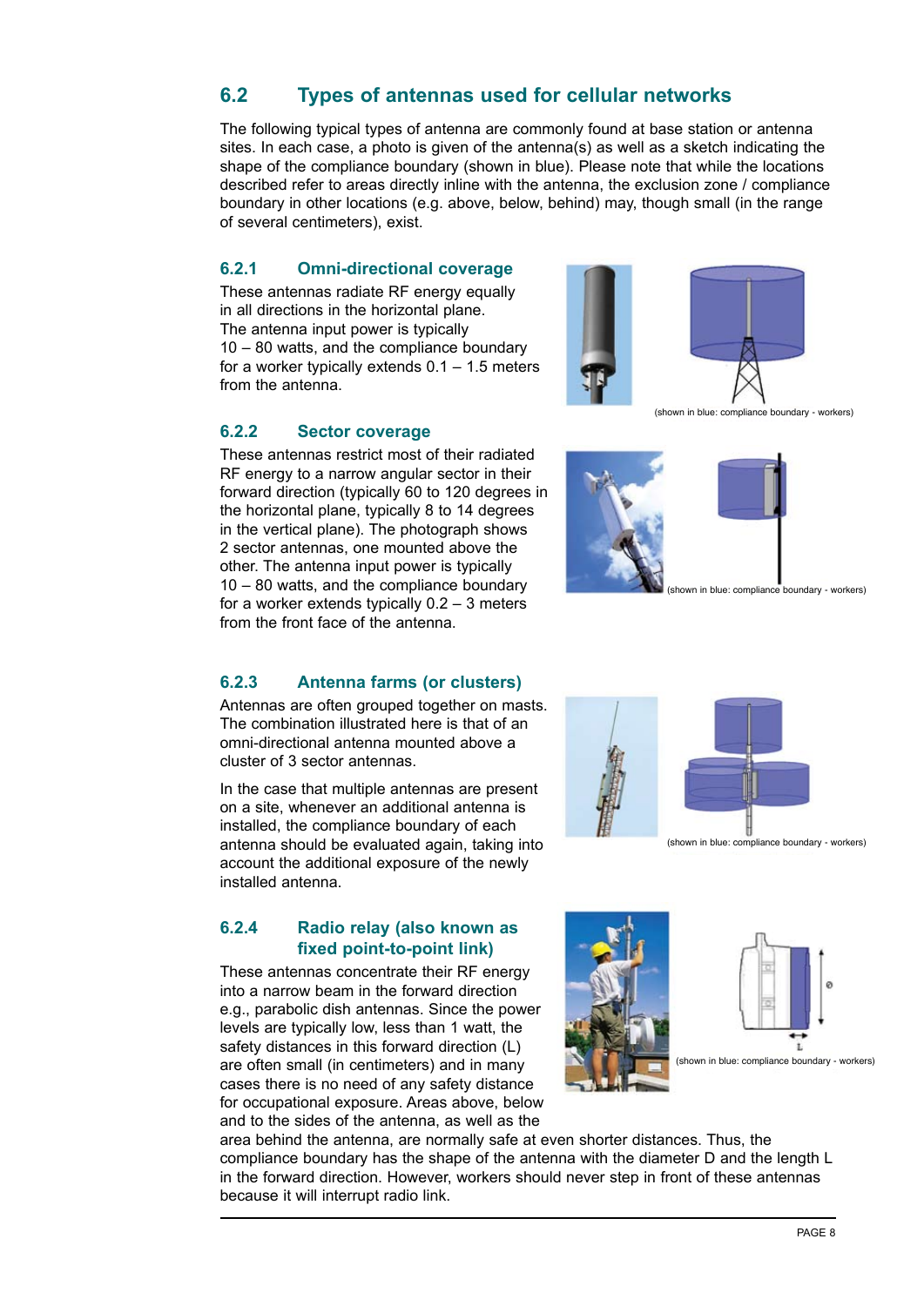## 6.2 Types of antennas used for cellular networks

The following typical types of antenna are commonly found at base station or antenna sites. In each case, a photo is given of the antenna(s) as well as a sketch indicating the shape of the compliance boundary (shown in blue). Please note that while the locations described refer to areas directly inline with the antenna, the exclusion zone / compliance boundary in other locations (e.g. above, below, behind) may, though small (in the range of several centimeters), exist.

### 6.2.1 Omni-directional coverage

These antennas radiate RF energy equally in all directions in the horizontal plane. The antenna input power is typically 10 – 80 watts, and the compliance boundary for a worker typically extends 0.1 – 1.5 meters from the antenna.

(shown in blue: compliance boundary - workers)

### 6.2.2 Sector coverage

These antennas restrict most of their radiated RF energy to a narrow angular sector in their forward direction (typically 60 to 120 degrees in the horizontal plane, typically 8 to 14 degrees in the vertical plane). The photograph shows 2 sector antennas, one mounted above the other. The antenna input power is typically 10 – 80 watts, and the compliance boundary for a worker extends typically 0.2 – 3 meters from the front face of the antenna.

(shown in blue: compliance boundary - workers)

### 6.2.3 Antenna farms (or clusters)

Antennas are often grouped together on masts. The combination illustrated here is that of an omni-directional antenna mounted above a cluster of 3 sector antennas.

In the case that multiple antennas are present on a site, whenever an additional antenna is installed, the compliance boundary of each antenna should be evaluated again, taking into account the additional exposure of the newly installed antenna.

(shown in blue: compliance boundary - workers)

### 6.2.4 Radio relay (also known as fixed point-to-point link)

These antennas concentrate their RF energy into a narrow beam in the forward direction e.g., parabolic dish antennas. Since the power levels are typically low, less than 1 watt, the safety distances in this forward direction (L) are often small (in centimeters) and in many cases there is no need of any safety distance for occupational exposure. Areas above, below and to the sides of the antenna, as well as the area behind the antenna, are normally safe at even shorter distances. Thus, the compliance boundary has the shape of the antenna with the diameter D and the length L in the forward direction. However, workers should never step in front of these antennas because it will interrupt radio link.

(shown in blue: compliance boundary - workers)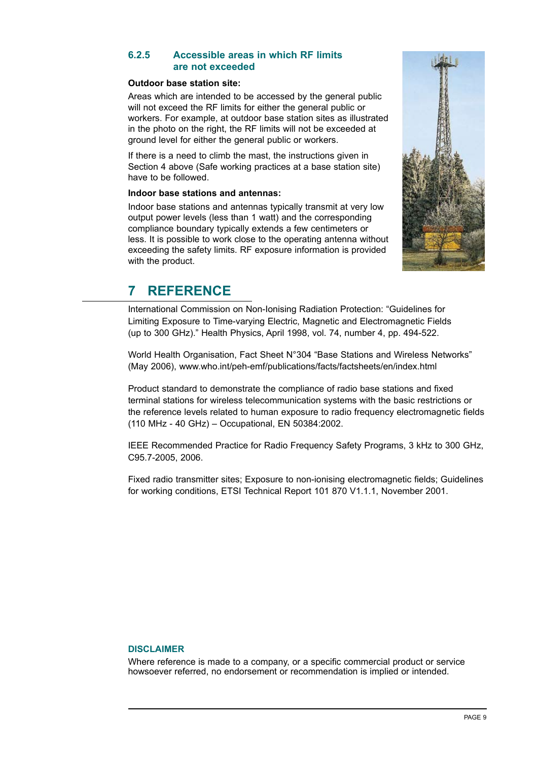### 6.2.5 Accessible areas in which RF limits are not exceeded

**Outdoor base station site:**

Areas which are intended to be accessed by the general public will not exceed the RF limits for either the general public or workers. For example, at outdoor base station sites as illustrated in the photo on the right, the RF limits will not be exceeded at ground level for either the general public or workers.

If there is a need to climb the mast, the instructions given in Section 4 above (Safe working practices at a base station site) have to be followed.

**Indoor base stations and antennas:**

Indoor base stations and antennas typically transmit at very low output power levels (less than 1 watt) and the corresponding compliance boundary typically extends a few centimeters or less. It is possible to work close to the operating antenna without exceeding the safety limits. RF exposure information is provided with the product.

# 7 REFERENCE

International Commission on Non-Ionising Radiation Protection: "Guidelines for Limiting Exposure to Time-varying Electric, Magnetic and Electromagnetic Fields (up to 300 GHz)." Health Physics, April 1998, vol. 74, number 4, pp. 494-522.

World Health Organisation, Fact Sheet N°304 "Base Stations and Wireless Networks" (May 2006), www.who.int/peh-emf/publications/facts/factsheets/en/index.html

Product standard to demonstrate the compliance of radio base stations and fixed terminal stations for wireless telecommunication systems with the basic restrictions or the reference levels related to human exposure to radio frequency electromagnetic fields (110 MHz - 40 GHz) – Occupational, EN 50384:2002.

IEEE Recommended Practice for Radio Frequency Safety Programs, 3 kHz to 300 GHz, C95.7-2005, 2006.

Fixed radio transmitter sites; Exposure to non-ionising electromagnetic fields; Guidelines for working conditions, ETSI Technical Report 101 870 V1.1.1, November 2001.

**DISCLAIMER**

Where reference is made to a company, or a specific commercial product or service howsoever referred, no endorsement or recommendation is implied or intended.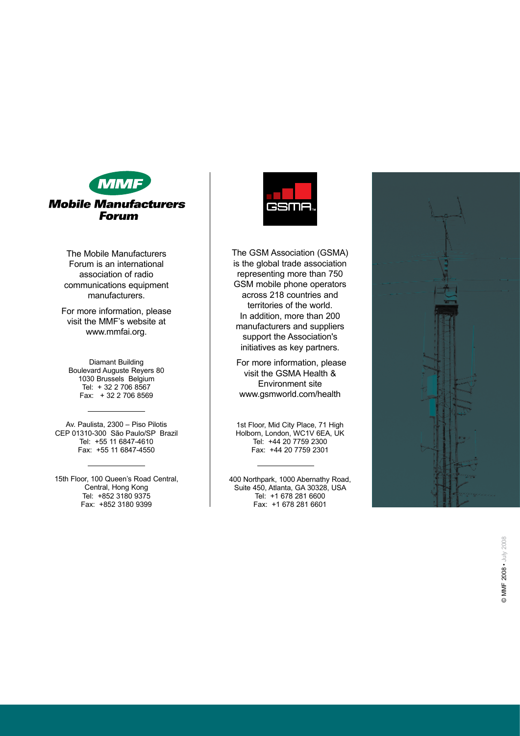**MMF**

**Mobile Manufacturers Forum**

The Mobile Manufacturers Forum is an international association of radio communications equipment manufacturers.

For more information, please visit the MMF's website at www.mmfai.org.

Diamant Building
Boulevard Auguste Reyers 80
1030 Brussels Belgium
Tel: + 32 2 706 8567
Fax: + 32 2 706 8569

Av. Paulista, 2300 – Piso Pilotis
CEP 01310-300 São Paulo/SP Brazil
Tel: +55 11 6847-4610
Fax: +55 11 6847-4550

15th Floor, 100 Queen's Road Central,
Central, Hong Kong
Tel: +852 3180 9375
Fax: +852 3180 9399

GSMA™

The GSM Association (GSMA) is the global trade association representing more than 750 GSM mobile phone operators across 218 countries and territories of the world. In addition, more than 200 manufacturers and suppliers support the Association's initiatives as key partners.

For more information, please visit the GSMA Health & Environment site www.gsmworld.com/health

1st Floor, Mid City Place, 71 High
Holborn, London, WC1V 6EA, UK
Tel: +44 20 7759 2300
Fax: +44 20 7759 2301

400 Northpark, 1000 Abernathy Road,
Suite 450, Atlanta, GA 30328, USA
Tel: +1 678 281 6600
Fax: +1 678 281 6601

© MMF 2008 • July 2008